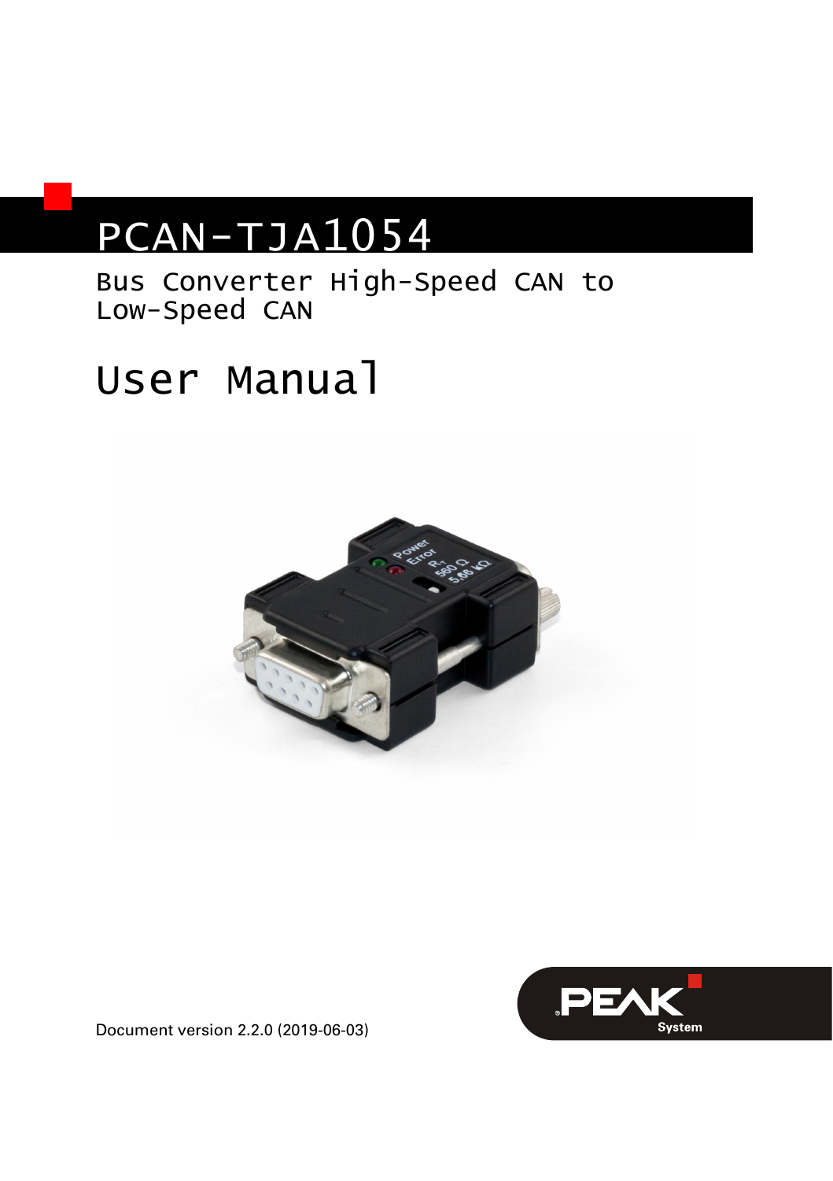# PCAN-TJA1054

Bus Converter High-Speed CAN to Low-Speed CAN

# User Manual

Document version 2.2.0 (2019-06-03)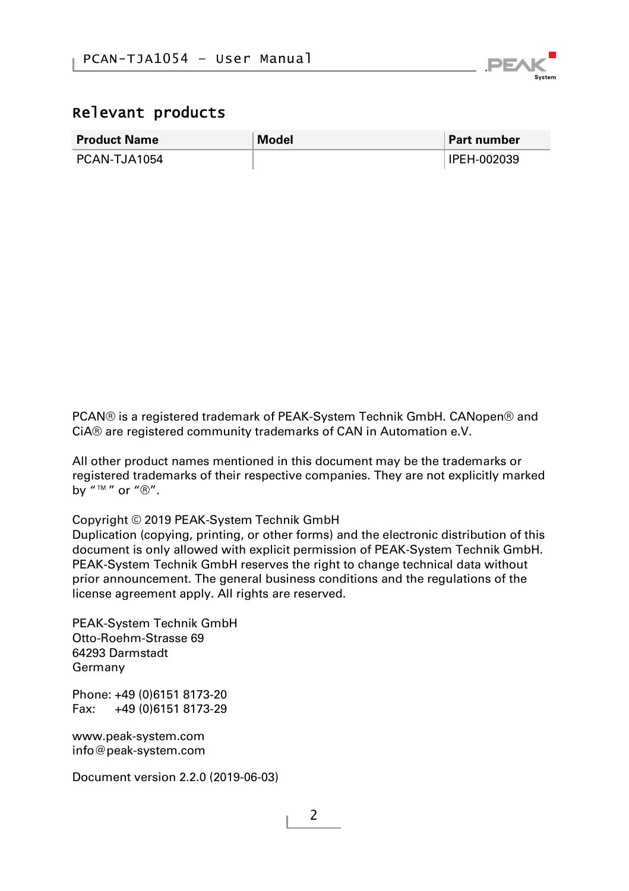## Relevant products

| Product Name | Model | Part number |
| --- | --- | --- |
| PCAN-TJA1054 | | IPEH-002039 |

PCAN® is a registered trademark of PEAK-System Technik GmbH. CANopen® and CiA® are registered community trademarks of CAN in Automation e.V.

All other product names mentioned in this document may be the trademarks or registered trademarks of their respective companies. They are not explicitly marked by "™" or "®".

Copyright © 2019 PEAK-System Technik GmbH
Duplication (copying, printing, or other forms) and the electronic distribution of this document is only allowed with explicit permission of PEAK-System Technik GmbH. PEAK-System Technik GmbH reserves the right to change technical data without prior announcement. The general business conditions and the regulations of the license agreement apply. All rights are reserved.

PEAK-System Technik GmbH
Otto-Roehm-Strasse 69
64293 Darmstadt
Germany

Phone: +49 (0)6151 8173-20
Fax: +49 (0)6151 8173-29

www.peak-system.com
info@peak-system.com

Document version 2.2.0 (2019-06-03)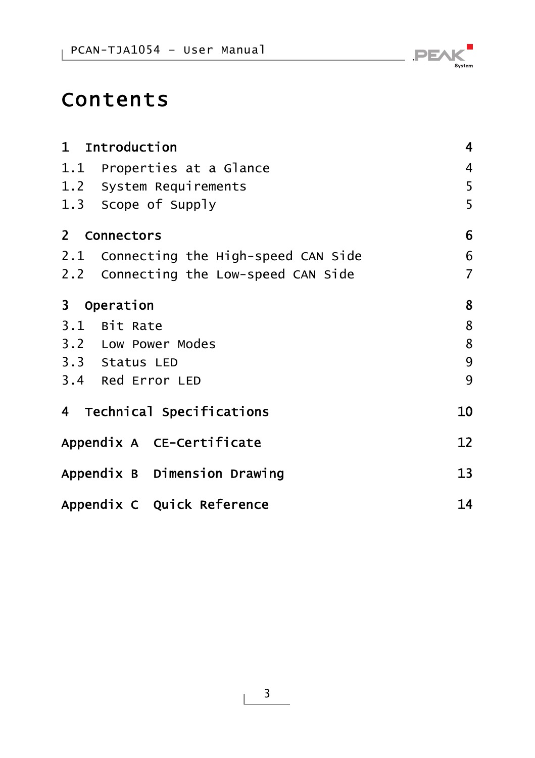# Contents

| | |
|---|---|
| **1 Introduction** | **4** |
| 1.1 Properties at a Glance | 4 |
| 1.2 System Requirements | 5 |
| 1.3 Scope of Supply | 5 |
| **2 Connectors** | **6** |
| 2.1 Connecting the High-speed CAN Side | 6 |
| 2.2 Connecting the Low-speed CAN Side | 7 |
| **3 Operation** | **8** |
| 3.1 Bit Rate | 8 |
| 3.2 Low Power Modes | 8 |
| 3.3 Status LED | 9 |
| 3.4 Red Error LED | 9 |
| **4 Technical Specifications** | **10** |
| **Appendix A CE-Certificate** | **12** |
| **Appendix B Dimension Drawing** | **13** |
| **Appendix C Quick Reference** | **14** |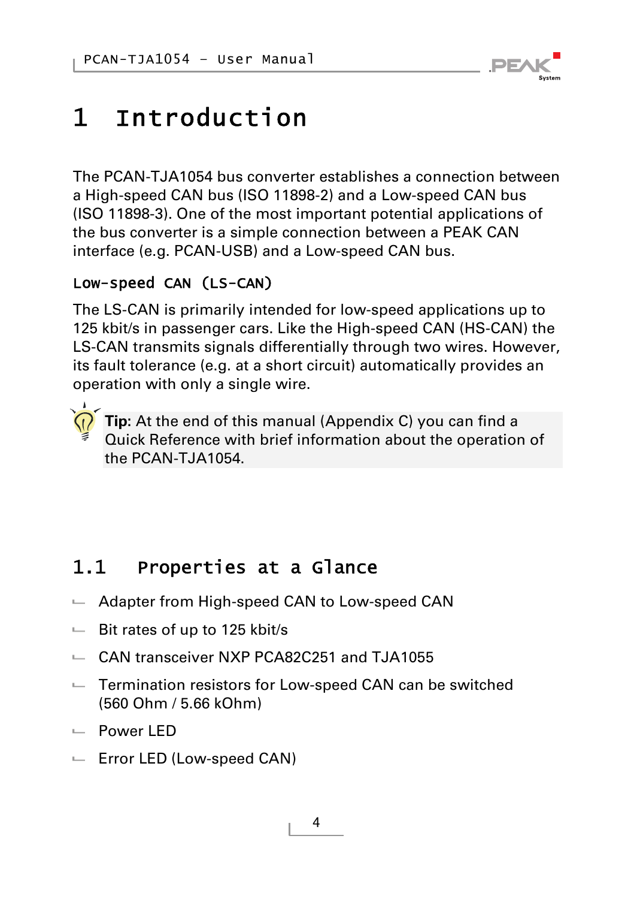# 1 Introduction

The PCAN-TJA1054 bus converter establishes a connection between a High-speed CAN bus (ISO 11898-2) and a Low-speed CAN bus (ISO 11898-3). One of the most important potential applications of the bus converter is a simple connection between a PEAK CAN interface (e.g. PCAN-USB) and a Low-speed CAN bus.

### Low-speed CAN (LS-CAN)

The LS-CAN is primarily intended for low-speed applications up to 125 kbit/s in passenger cars. Like the High-speed CAN (HS-CAN) the LS-CAN transmits signals differentially through two wires. However, its fault tolerance (e.g. at a short circuit) automatically provides an operation with only a single wire.

**Tip**: At the end of this manual (Appendix C) you can find a Quick Reference with brief information about the operation of the PCAN-TJA1054.

## 1.1 Properties at a Glance

- Adapter from High-speed CAN to Low-speed CAN
- Bit rates of up to 125 kbit/s
- CAN transceiver NXP PCA82C251 and TJA1055
- Termination resistors for Low-speed CAN can be switched (560 Ohm / 5.66 kOhm)
- Power LED
- Error LED (Low-speed CAN)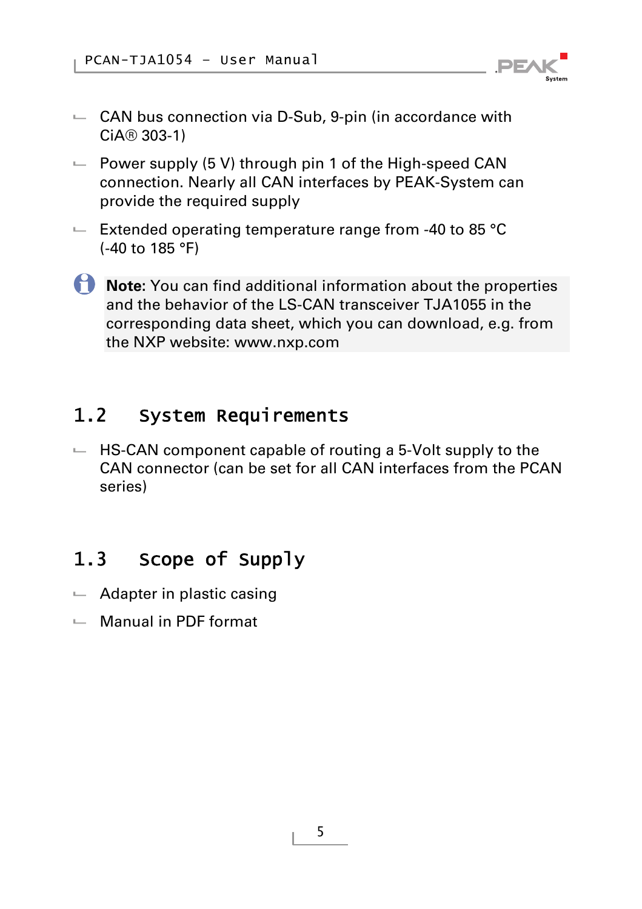- CAN bus connection via D-Sub, 9-pin (in accordance with CiA® 303-1)
- Power supply (5 V) through pin 1 of the High-speed CAN connection. Nearly all CAN interfaces by PEAK-System can provide the required supply
- Extended operating temperature range from -40 to 85 °C (-40 to 185 °F)

**Note:** You can find additional information about the properties and the behavior of the LS-CAN transceiver TJA1055 in the corresponding data sheet, which you can download, e.g. from the NXP website: www.nxp.com

## 1.2 System Requirements

- HS-CAN component capable of routing a 5-Volt supply to the CAN connector (can be set for all CAN interfaces from the PCAN series)

## 1.3 Scope of Supply

- Adapter in plastic casing
- Manual in PDF format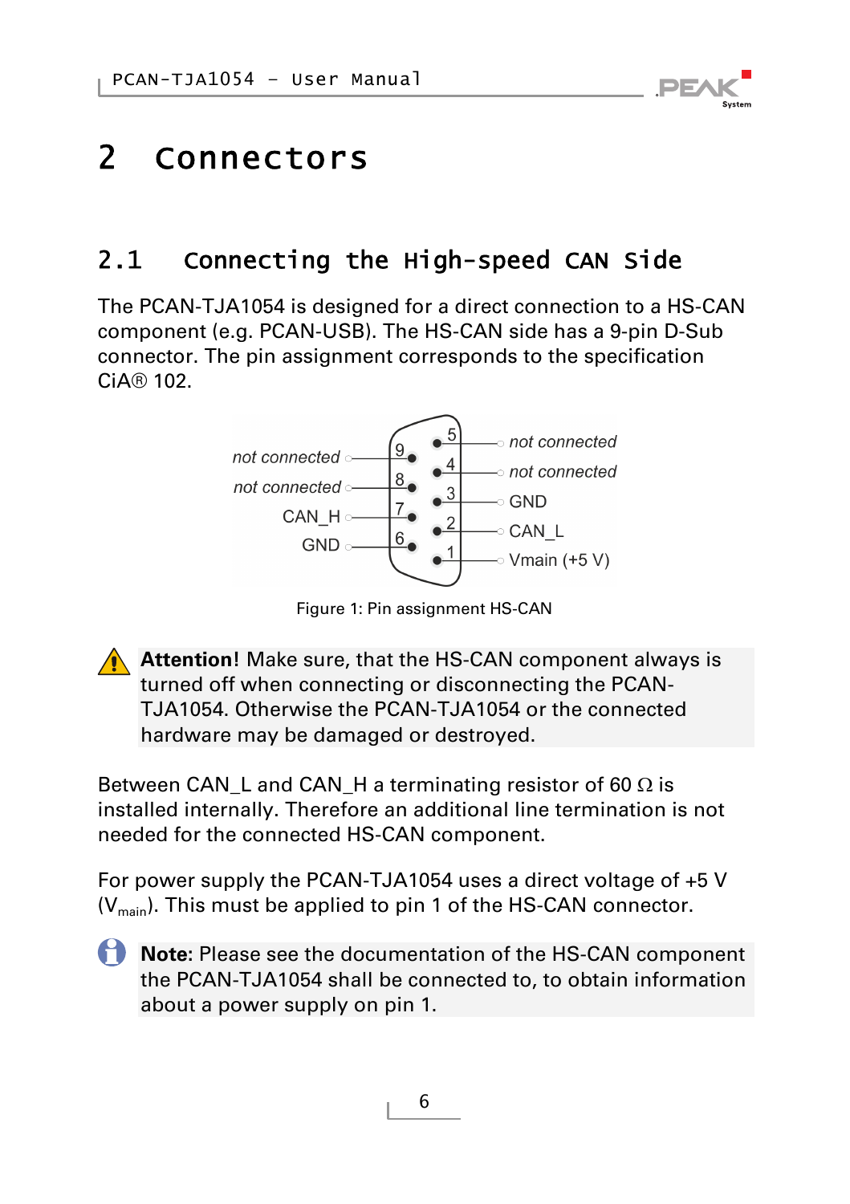# 2 Connectors

## 2.1 Connecting the High-speed CAN Side

The PCAN-TJA1054 is designed for a direct connection to a HS-CAN component (e.g. PCAN-USB). The HS-CAN side has a 9-pin D-Sub connector. The pin assignment corresponds to the specification CiA® 102.

| Pin | Assignment |
| --- | --- |
| 1 | Vmain (+5 V) |
| 2 | CAN_L |
| 3 | GND |
| 4 | not connected |
| 5 | not connected |
| 6 | GND |
| 7 | CAN_H |
| 8 | not connected |
| 9 | not connected |

Figure 1: Pin assignment HS-CAN

> **Attention!** Make sure, that the HS-CAN component always is turned off when connecting or disconnecting the PCAN-TJA1054. Otherwise the PCAN-TJA1054 or the connected hardware may be damaged or destroyed.

Between CAN_L and CAN_H a terminating resistor of 60 Ω is installed internally. Therefore an additional line termination is not needed for the connected HS-CAN component.

For power supply the PCAN-TJA1054 uses a direct voltage of +5 V ($V_{main}$). This must be applied to pin 1 of the HS-CAN connector.

> **Note:** Please see the documentation of the HS-CAN component the PCAN-TJA1054 shall be connected to, to obtain information about a power supply on pin 1.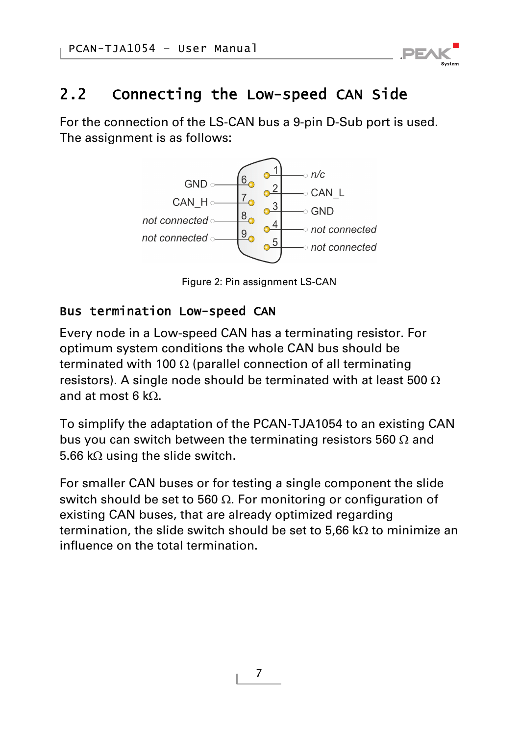## 2.2 Connecting the Low-speed CAN Side

For the connection of the LS-CAN bus a 9-pin D-Sub port is used. The assignment is as follows:

| Pin | Assignment |
|---|---|
| 1 | n/c |
| 2 | CAN_L |
| 3 | GND |
| 4 | not connected |
| 5 | not connected |
| 6 | GND |
| 7 | CAN_H |
| 8 | not connected |
| 9 | not connected |

Figure 2: Pin assignment LS-CAN

### Bus termination Low-speed CAN

Every node in a Low-speed CAN has a terminating resistor. For optimum system conditions the whole CAN bus should be terminated with 100 Ω (parallel connection of all terminating resistors). A single node should be terminated with at least 500 Ω and at most 6 kΩ.

To simplify the adaptation of the PCAN-TJA1054 to an existing CAN bus you can switch between the terminating resistors 560 Ω and 5.66 kΩ using the slide switch.

For smaller CAN buses or for testing a single component the slide switch should be set to 560 Ω. For monitoring or configuration of existing CAN buses, that are already optimized regarding termination, the slide switch should be set to 5,66 kΩ to minimize an influence on the total termination.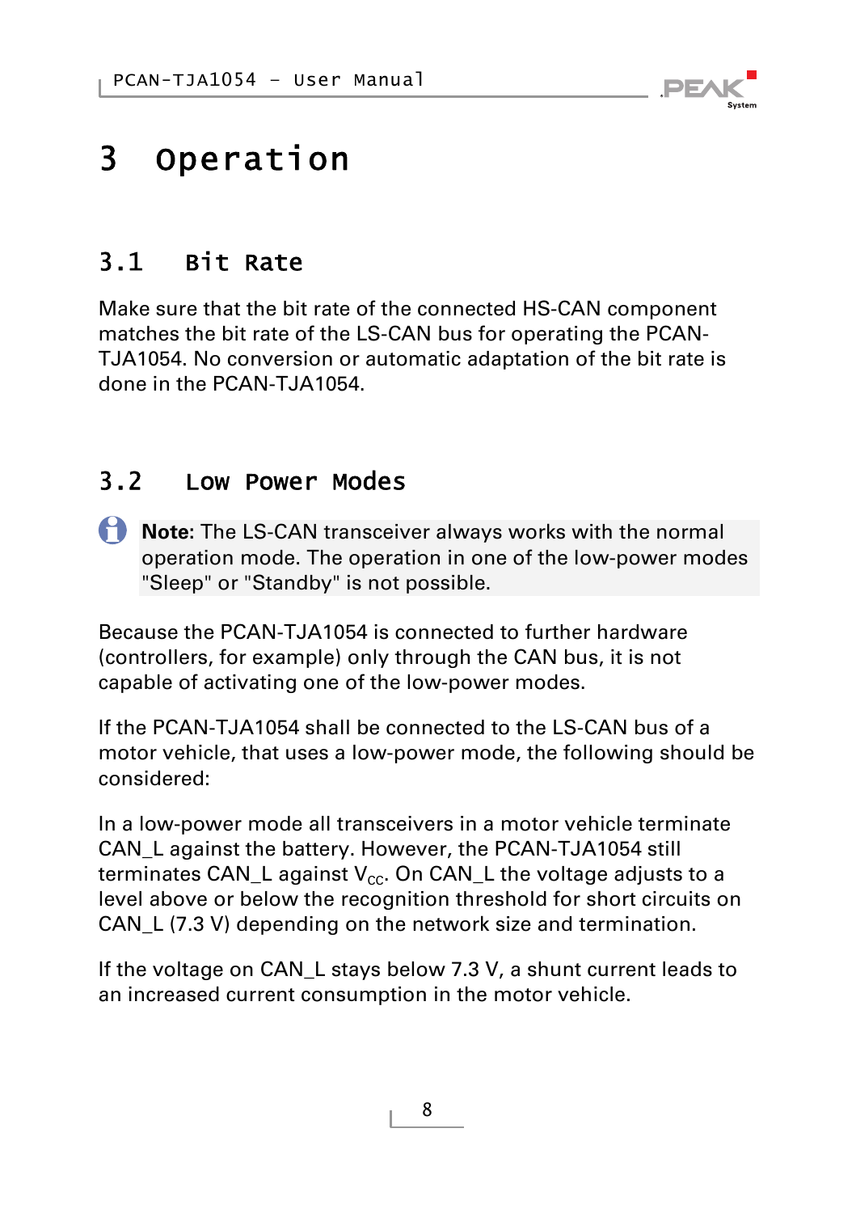# 3 Operation

## 3.1 Bit Rate

Make sure that the bit rate of the connected HS-CAN component matches the bit rate of the LS-CAN bus for operating the PCAN-TJA1054. No conversion or automatic adaptation of the bit rate is done in the PCAN-TJA1054.

## 3.2 Low Power Modes

**Note:** The LS-CAN transceiver always works with the normal operation mode. The operation in one of the low-power modes "Sleep" or "Standby" is not possible.

Because the PCAN-TJA1054 is connected to further hardware (controllers, for example) only through the CAN bus, it is not capable of activating one of the low-power modes.

If the PCAN-TJA1054 shall be connected to the LS-CAN bus of a motor vehicle, that uses a low-power mode, the following should be considered:

In a low-power mode all transceivers in a motor vehicle terminate CAN_L against the battery. However, the PCAN-TJA1054 still terminates CAN_L against $V_{CC}$. On CAN_L the voltage adjusts to a level above or below the recognition threshold for short circuits on CAN_L (7.3 V) depending on the network size and termination.

If the voltage on CAN_L stays below 7.3 V, a shunt current leads to an increased current consumption in the motor vehicle.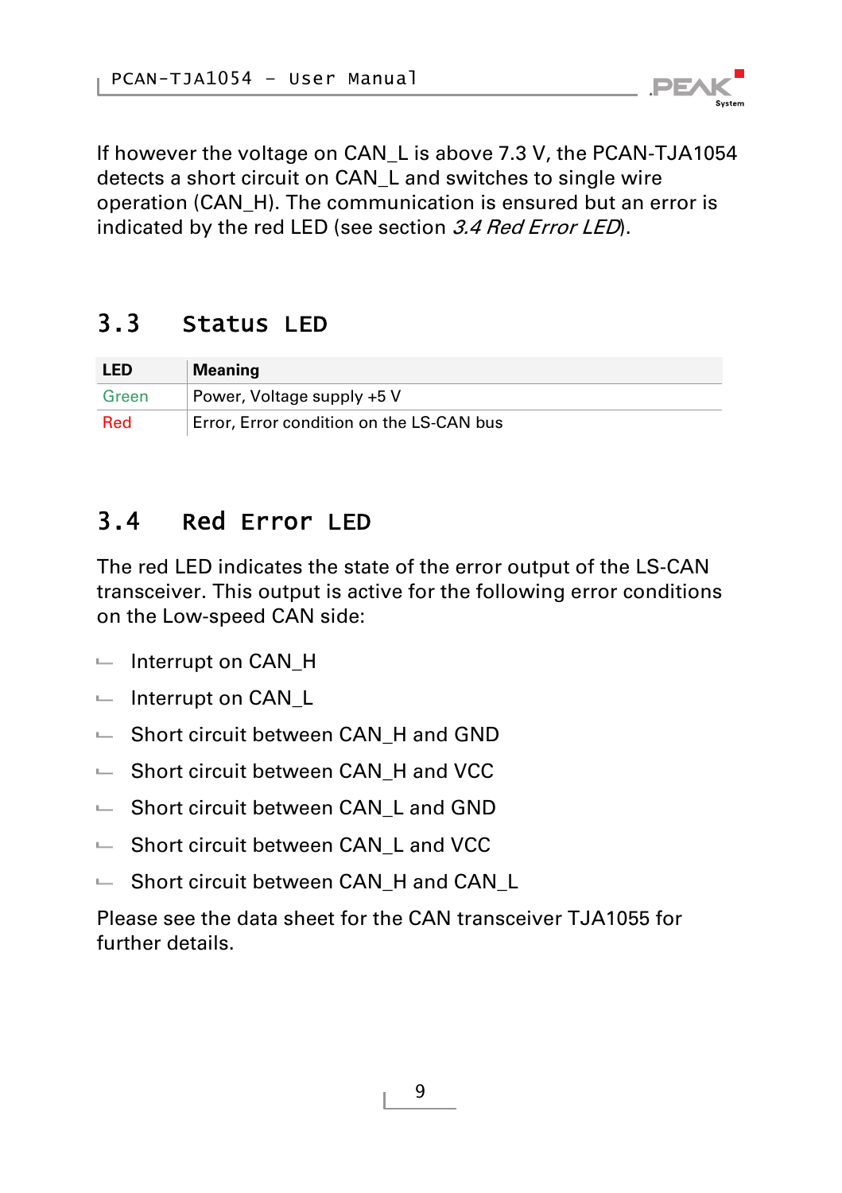If however the voltage on CAN_L is above 7.3 V, the PCAN-TJA1054 detects a short circuit on CAN_L and switches to single wire operation (CAN_H). The communication is ensured but an error is indicated by the red LED (see section *3.4 Red Error LED*).

## 3.3 Status LED

| LED | Meaning |
|---|---|
| Green | Power, Voltage supply +5 V |
| Red | Error, Error condition on the LS-CAN bus |

## 3.4 Red Error LED

The red LED indicates the state of the error output of the LS-CAN transceiver. This output is active for the following error conditions on the Low-speed CAN side:

- Interrupt on CAN_H
- Interrupt on CAN_L
- Short circuit between CAN_H and GND
- Short circuit between CAN_H and VCC
- Short circuit between CAN_L and GND
- Short circuit between CAN_L and VCC
- Short circuit between CAN_H and CAN_L

Please see the data sheet for the CAN transceiver TJA1055 for further details.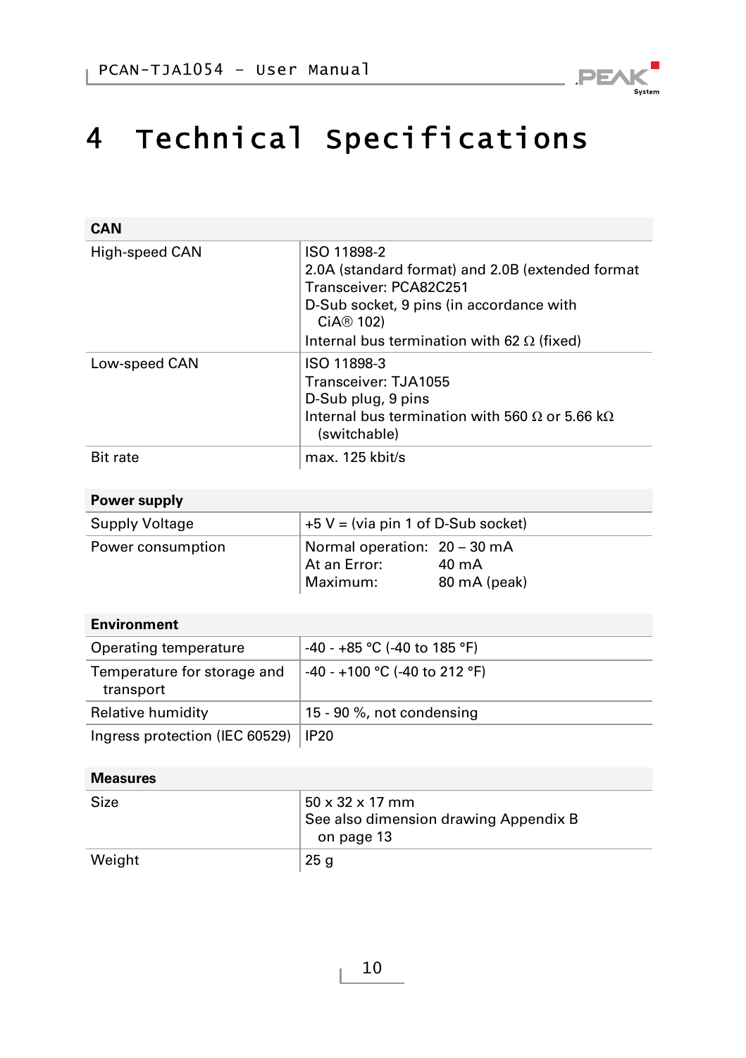# 4 Technical Specifications

| CAN | |
|---|---|
| High-speed CAN | ISO 11898-2<br>2.0A (standard format) and 2.0B (extended format<br>Transceiver: PCA82C251<br>D-Sub socket, 9 pins (in accordance with CiA® 102)<br>Internal bus termination with 62 Ω (fixed) |
| Low-speed CAN | ISO 11898-3<br>Transceiver: TJA1055<br>D-Sub plug, 9 pins<br>Internal bus termination with 560 Ω or 5.66 kΩ (switchable) |
| Bit rate | max. 125 kbit/s |

| Power supply | |
|---|---|
| Supply Voltage | +5 V = (via pin 1 of D-Sub socket) |
| Power consumption | Normal operation: 20 – 30 mA<br>At an Error: 40 mA<br>Maximum: 80 mA (peak) |

| Environment | |
|---|---|
| Operating temperature | -40 - +85 °C (-40 to 185 °F) |
| Temperature for storage and transport | -40 - +100 °C (-40 to 212 °F) |
| Relative humidity | 15 - 90 %, not condensing |
| Ingress protection (IEC 60529) | IP20 |

| Measures | |
|---|---|
| Size | 50 x 32 x 17 mm<br>See also dimension drawing Appendix B on page 13 |
| Weight | 25 g |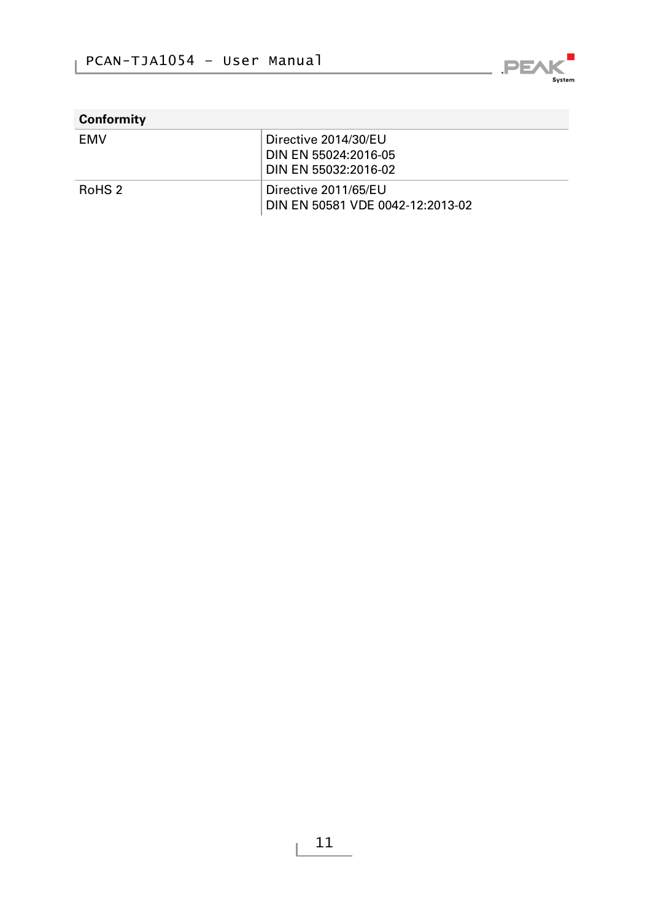| Conformity | |
|---|---|
| EMV | Directive 2014/30/EU<br>DIN EN 55024:2016-05<br>DIN EN 55032:2016-02 |
| RoHS 2 | Directive 2011/65/EU<br>DIN EN 50581 VDE 0042-12:2013-02 |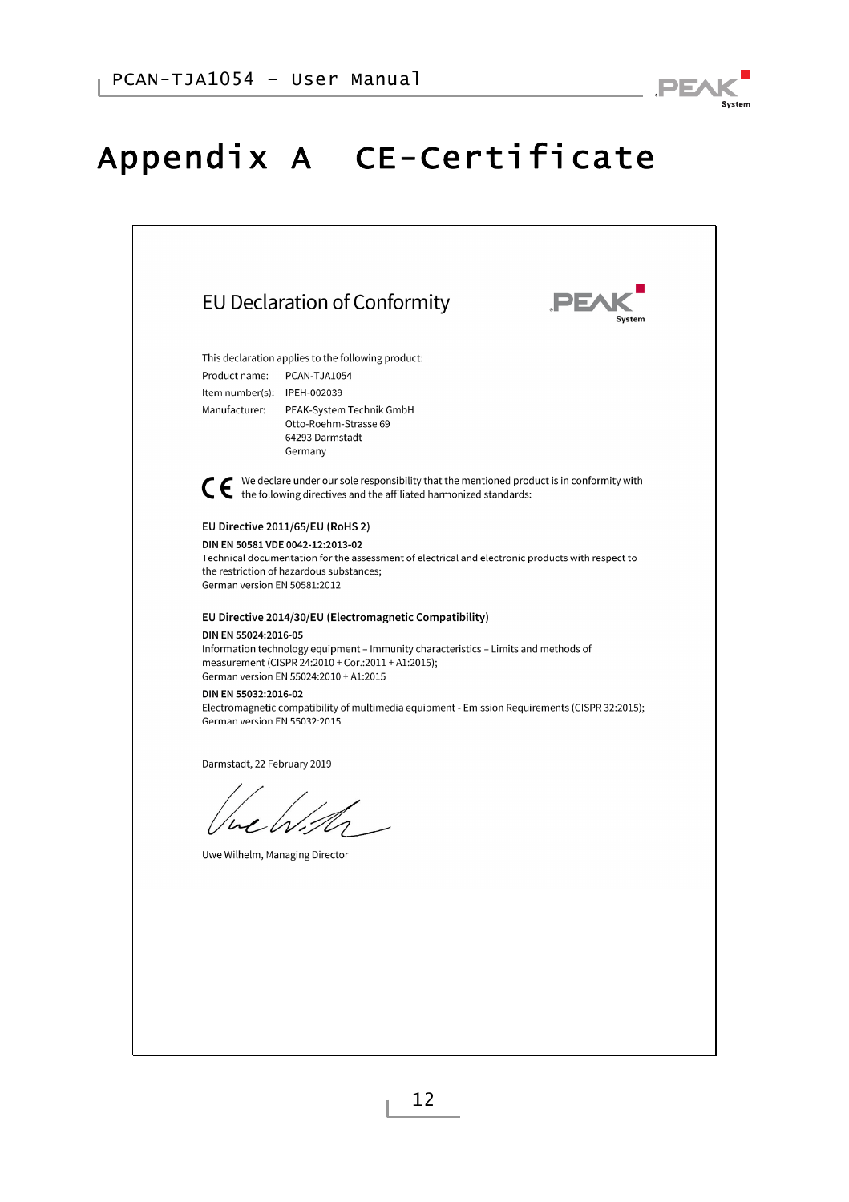# Appendix A CE-Certificate

## EU Declaration of Conformity

This declaration applies to the following product:

Product name: PCAN-TJA1054

Item number(s): IPEH-002039

Manufacturer: PEAK-System Technik GmbH
Otto-Roehm-Strasse 69
64293 Darmstadt
Germany

CE We declare under our sole responsibility that the mentioned product is in conformity with the following directives and the affiliated harmonized standards:

**EU Directive 2011/65/EU (RoHS 2)**

**DIN EN 50581 VDE 0042-12:2013-02**
Technical documentation for the assessment of electrical and electronic products with respect to the restriction of hazardous substances;
German version EN 50581:2012

**EU Directive 2014/30/EU (Electromagnetic Compatibility)**

**DIN EN 55024:2016-05**
Information technology equipment – Immunity characteristics – Limits and methods of measurement (CISPR 24:2010 + Cor.:2011 + A1:2015);
German version EN 55024:2010 + A1:2015

**DIN EN 55032:2016-02**
Electromagnetic compatibility of multimedia equipment - Emission Requirements (CISPR 32:2015);
German version EN 55032:2015

Darmstadt, 22 February 2019

Uwe Wilhelm, Managing Director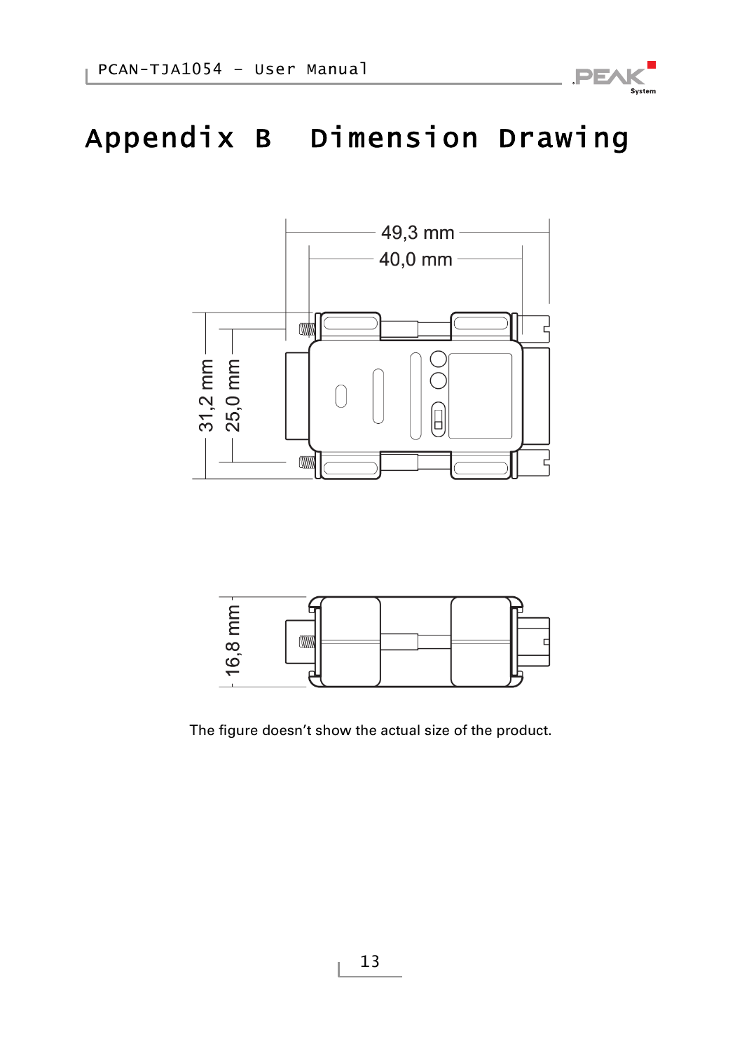# Appendix B Dimension Drawing

49,3 mm

40,0 mm

31,2 mm

25,0 mm

16,8 mm

The figure doesn't show the actual size of the product.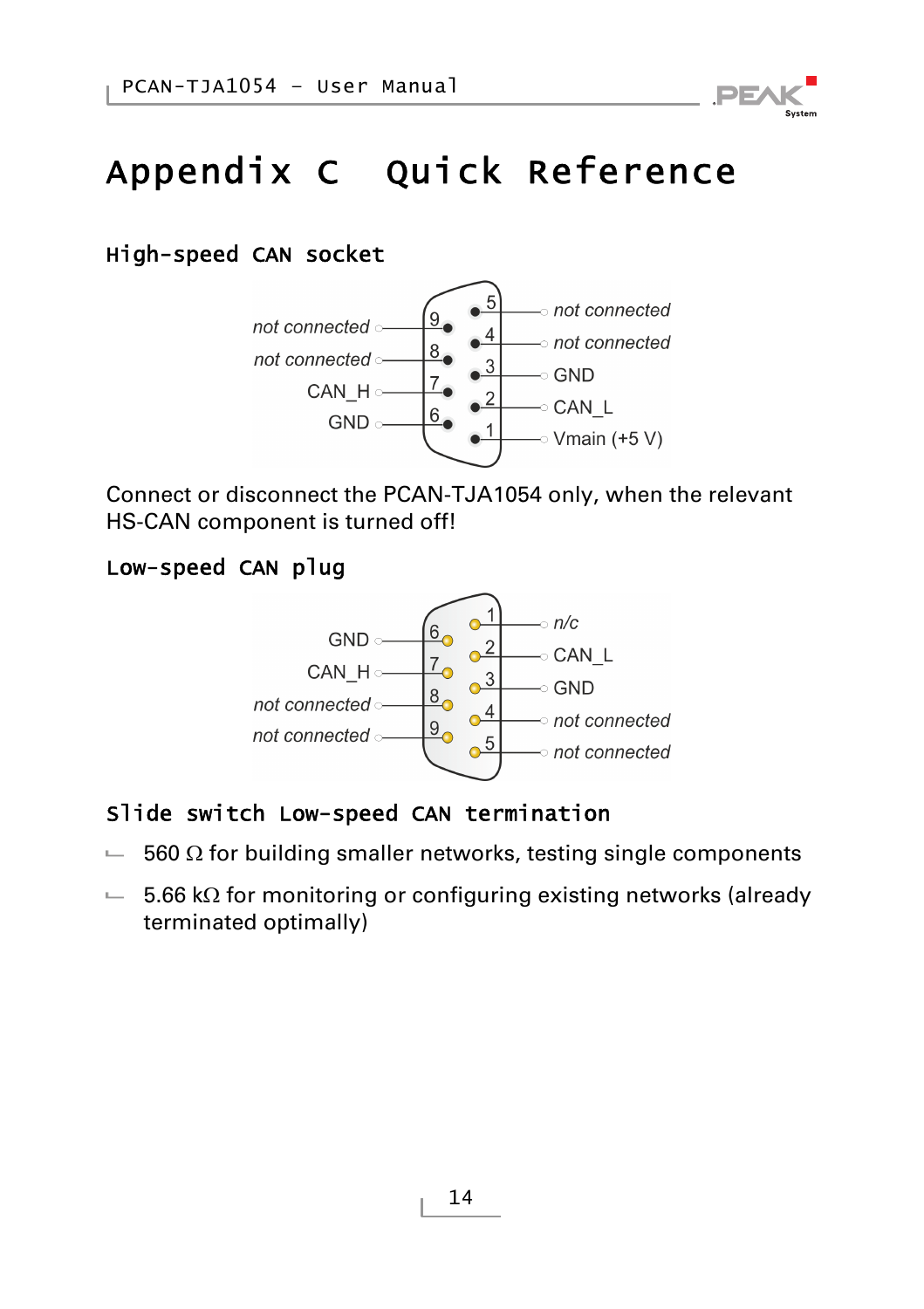# Appendix C Quick Reference

## High-speed CAN socket

| Pin | Assignment |
|---|---|
| 1 | Vmain (+5 V) |
| 2 | CAN_L |
| 3 | GND |
| 4 | *not connected* |
| 5 | *not connected* |
| 6 | GND |
| 7 | CAN_H |
| 8 | *not connected* |
| 9 | *not connected* |

Connect or disconnect the PCAN-TJA1054 only, when the relevant HS-CAN component is turned off!

## Low-speed CAN plug

| Pin | Assignment |
|---|---|
| 1 | *n/c* |
| 2 | CAN_L |
| 3 | GND |
| 4 | *not connected* |
| 5 | *not connected* |
| 6 | GND |
| 7 | CAN_H |
| 8 | *not connected* |
| 9 | *not connected* |

## Slide switch Low-speed CAN termination

- 560 Ω for building smaller networks, testing single components
- 5.66 kΩ for monitoring or configuring existing networks (already terminated optimally)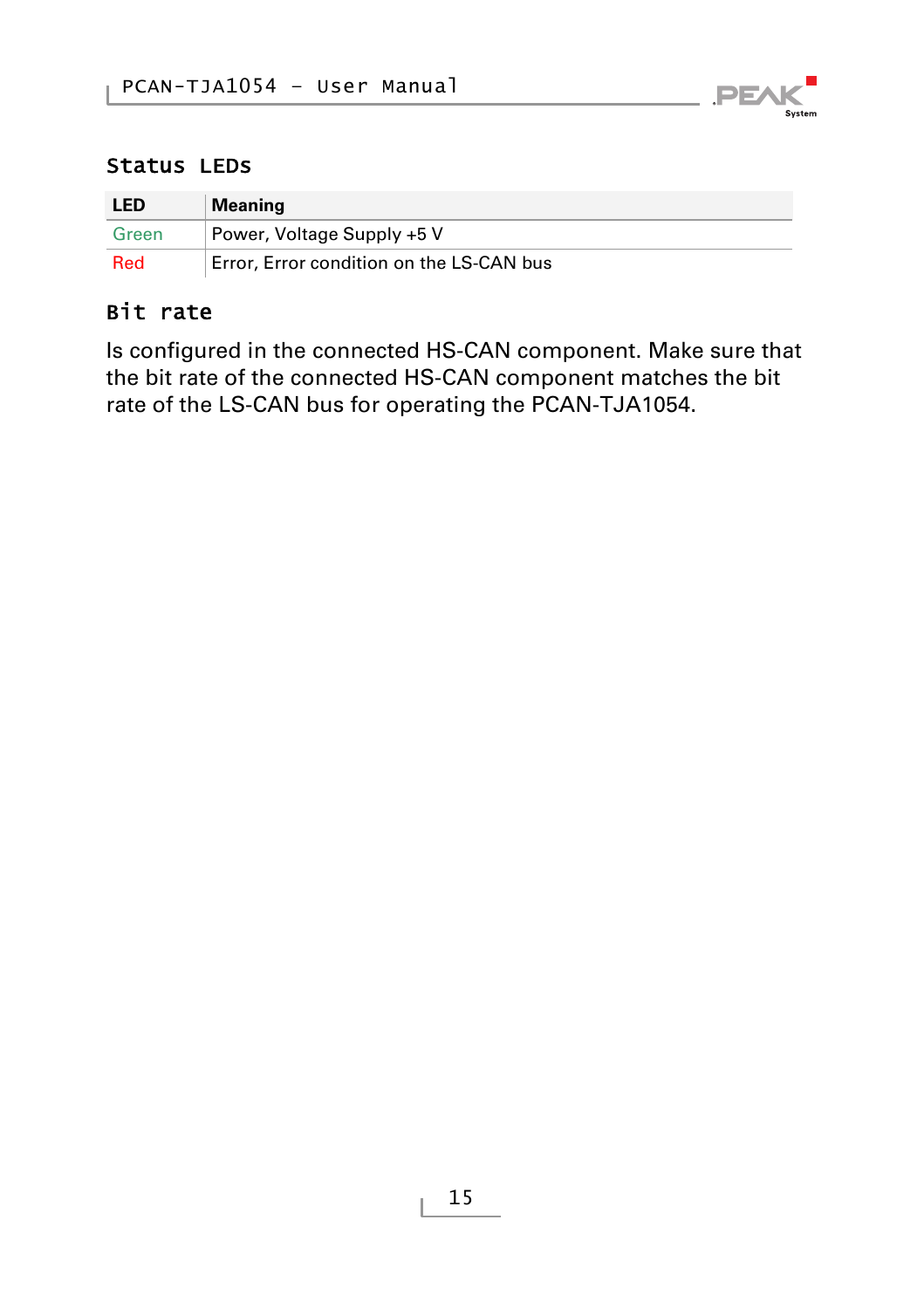### Status LEDs

| LED | Meaning |
|---|---|
| Green | Power, Voltage Supply +5 V |
| Red | Error, Error condition on the LS-CAN bus |

### Bit rate

Is configured in the connected HS-CAN component. Make sure that the bit rate of the connected HS-CAN component matches the bit rate of the LS-CAN bus for operating the PCAN-TJA1054.